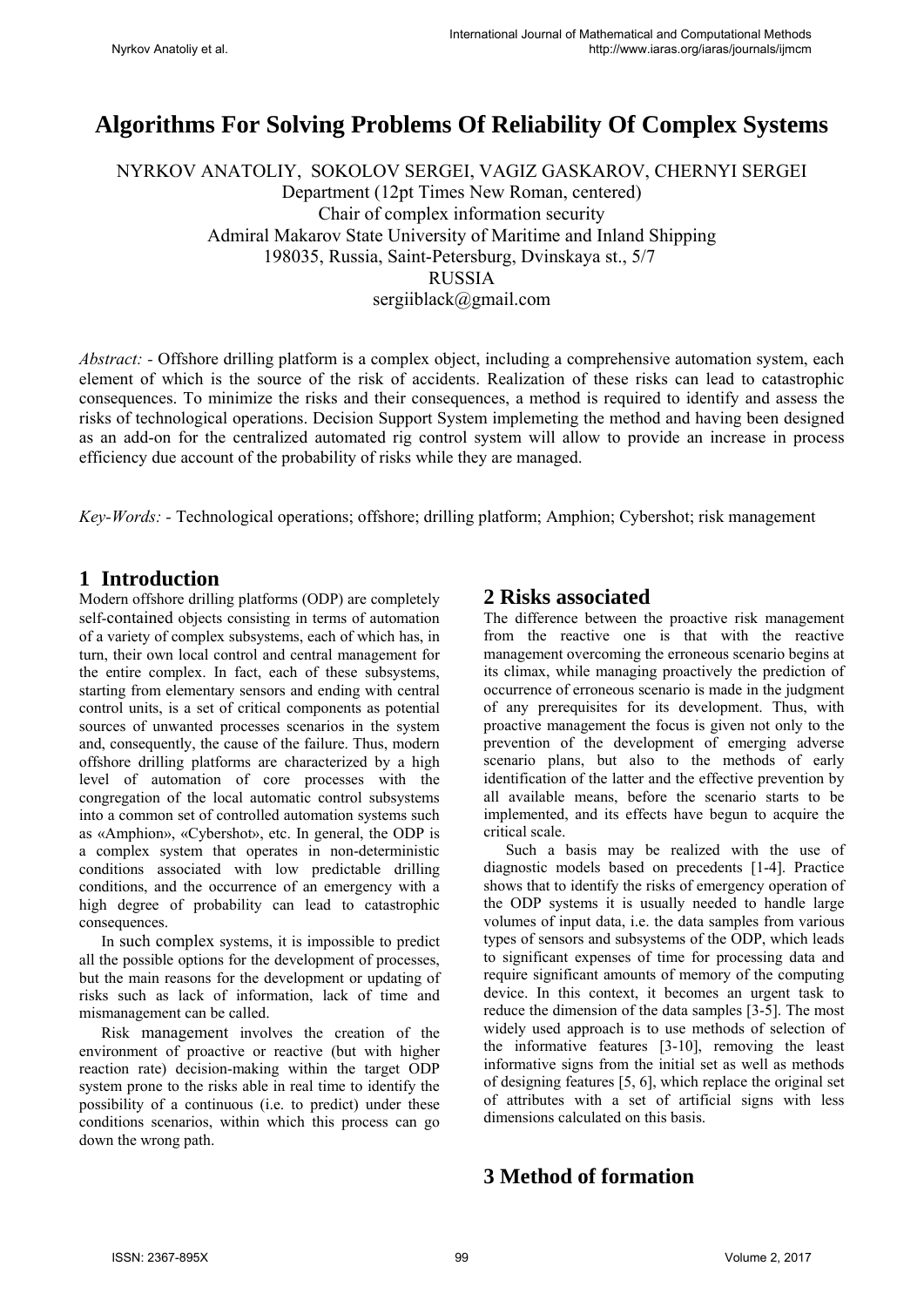# Algorithms For Solving Problems Of Reliability Of Complex Systems

NYRKOV ANATOLIY, SOKOLOV SERGEI, VAGIZ GASKAROV, CHERNYI SERGEI
Department (12pt Times New Roman, centered)
Chair of complex information security
Admiral Makarov State University of Maritime and Inland Shipping
198035, Russia, Saint-Petersburg, Dvinskaya st., 5/7
RUSSIA
sergiiblack@gmail.com

*Abstract:* - Offshore drilling platform is a complex object, including a comprehensive automation system, each element of which is the source of the risk of accidents. Realization of these risks can lead to catastrophic consequences. To minimize the risks and their consequences, a method is required to identify and assess the risks of technological operations. Decision Support System implemeting the method and having been designed as an add-on for the centralized automated rig control system will allow to provide an increase in process efficiency due account of the probability of risks while they are managed.

*Key-Words:* - Technological operations; offshore; drilling platform; Amphion; Cybershot; risk management

## 1 Introduction

Modern offshore drilling platforms (ODP) are completely self-contained objects consisting in terms of automation of a variety of complex subsystems, each of which has, in turn, their own local control and central management for the entire complex. In fact, each of these subsystems, starting from elementary sensors and ending with central control units, is a set of critical components as potential sources of unwanted processes scenarios in the system and, consequently, the cause of the failure. Thus, modern offshore drilling platforms are characterized by a high level of automation of core processes with the congregation of the local automatic control subsystems into a common set of controlled automation systems such as «Amphion», «Cybershot», etc. In general, the ODP is a complex system that operates in non-deterministic conditions associated with low predictable drilling conditions, and the occurrence of an emergency with a high degree of probability can lead to catastrophic consequences.

In such complex systems, it is impossible to predict all the possible options for the development of processes, but the main reasons for the development or updating of risks such as lack of information, lack of time and mismanagement can be called.

Risk management involves the creation of the environment of proactive or reactive (but with higher reaction rate) decision-making within the target ODP system prone to the risks able in real time to identify the possibility of a continuous (i.e. to predict) under these conditions scenarios, within which this process can go down the wrong path.

## 2 Risks associated

The difference between the proactive risk management from the reactive one is that with the reactive management overcoming the erroneous scenario begins at its climax, while managing proactively the prediction of occurrence of erroneous scenario is made in the judgment of any prerequisites for its development. Thus, with proactive management the focus is given not only to the prevention of the development of emerging adverse scenario plans, but also to the methods of early identification of the latter and the effective prevention by all available means, before the scenario starts to be implemented, and its effects have begun to acquire the critical scale.

Such a basis may be realized with the use of diagnostic models based on precedents [1-4]. Practice shows that to identify the risks of emergency operation of the ODP systems it is usually needed to handle large volumes of input data, i.e. the data samples from various types of sensors and subsystems of the ODP, which leads to significant expenses of time for processing data and require significant amounts of memory of the computing device. In this context, it becomes an urgent task to reduce the dimension of the data samples [3-5]. The most widely used approach is to use methods of selection of the informative features [3-10], removing the least informative signs from the initial set as well as methods of designing features [5, 6], which replace the original set of attributes with a set of artificial signs with less dimensions calculated on this basis.

## 3 Method of formation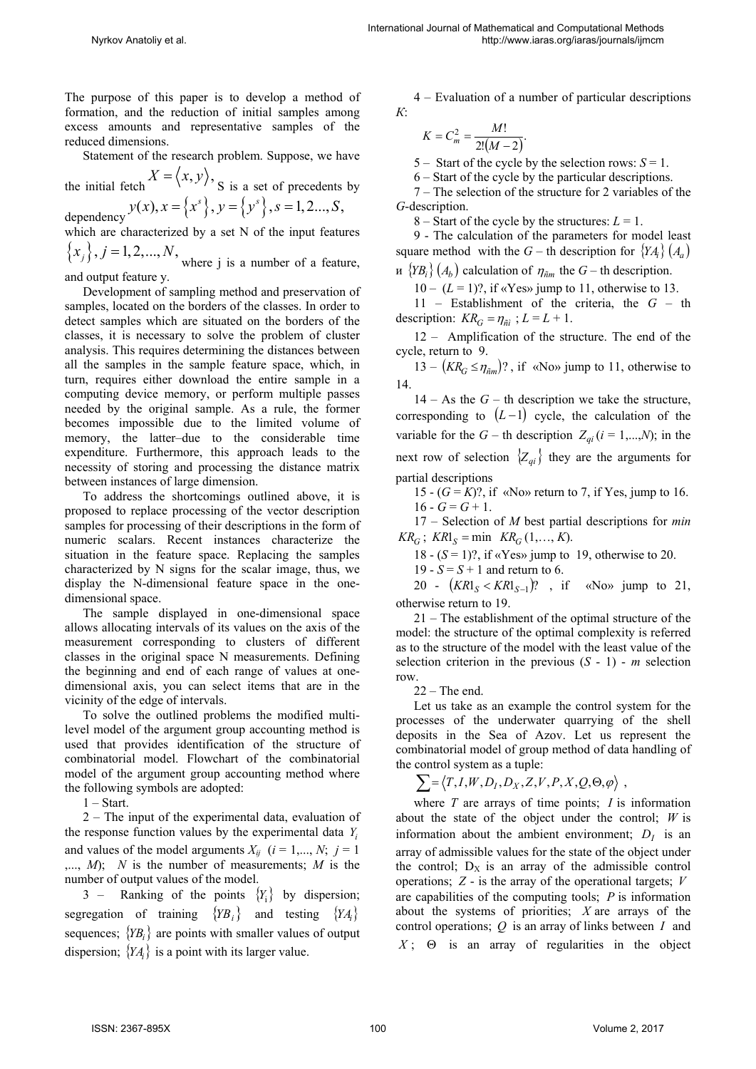The purpose of this paper is to develop a method of formation, and the reduction of initial samples among excess amounts and representative samples of the reduced dimensions.

Statement of the research problem. Suppose, we have the initial fetch $X = \langle x, y \rangle,$ S is a set of precedents by dependency $y(x), x = \{x^s\}, y = \{y^s\}, s = 1, 2..., S,$ which are characterized by a set N of the input features $\{x_j\}, j = 1, 2, ..., N,$ where j is a number of a feature, and output feature y.

Development of sampling method and preservation of samples, located on the borders of the classes. In order to detect samples which are situated on the borders of the classes, it is necessary to solve the problem of cluster analysis. This requires determining the distances between all the samples in the sample feature space, which, in turn, requires either download the entire sample in a computing device memory, or perform multiple passes needed by the original sample. As a rule, the former becomes impossible due to the limited volume of memory, the latter–due to the considerable time expenditure. Furthermore, this approach leads to the necessity of storing and processing the distance matrix between instances of large dimension.

To address the shortcomings outlined above, it is proposed to replace processing of the vector description samples for processing of their descriptions in the form of numeric scalars. Recent instances characterize the situation in the feature space. Replacing the samples characterized by N signs for the scalar image, thus, we display the N-dimensional feature space in the one-dimensional space.

The sample displayed in one-dimensional space allows allocating intervals of its values on the axis of the measurement corresponding to clusters of different classes in the original space N measurements. Defining the beginning and end of each range of values at one-dimensional axis, you can select items that are in the vicinity of the edge of intervals.

To solve the outlined problems the modified multi-level model of the argument group accounting method is used that provides identification of the structure of combinatorial model. Flowchart of the combinatorial model of the argument group accounting method where the following symbols are adopted:

1 – Start.

2 – The input of the experimental data, evaluation of the response function values by the experimental data $Y_i$ and values of the model arguments $X_{ij}$ ($i = 1,..., N$; $j = 1$ ,..., $M$); $N$ is the number of measurements; $M$ is the number of output values of the model.

3 – Ranking of the points $\{Y_i\}$ by dispersion; segregation of training $\{YB_i\}$ and testing $\{YA_i\}$ sequences; $\{YB_i\}$ are points with smaller values of output dispersion; $\{YA_i\}$ is a point with its larger value.

4 – Evaluation of a number of particular descriptions $K$:

$$K = C_m^2 = \frac{M!}{2!(M-2)}.$$

5 – Start of the cycle by the selection rows: $S = 1$.

6 – Start of the cycle by the particular descriptions.

7 – The selection of the structure for 2 variables of the $G$-description.

8 – Start of the cycle by the structures: $L = 1$.

9 - The calculation of the parameters for model least square method with the $G$ – th description for $\{YA_i\}(A_a)$ и $\{YB_i\}(A_b)$ calculation of $\eta_{\tilde{n}m}$ the $G$ – th description.

10 – ($L = 1$)?, if «Yes» jump to 11, otherwise to 13.

11 – Establishment of the criteria, the $G$ – th description: $KR_G = \eta_{\tilde{n}i}$ ; $L = L + 1$.

12 – Amplification of the structure. The end of the cycle, return to 9.

13 – $(KR_G \le \eta_{\tilde{n}m})$? , if «No» jump to 11, otherwise to 14.

14 – As the $G$ – th description we take the structure, corresponding to $(L-1)$ cycle, the calculation of the variable for the $G$ – th description $Z_{qi}$ ($i = 1,...,N$); in the next row of selection $\{Z_{qi}\}$ they are the arguments for partial descriptions

15 - ($G = K$)?, if «No» return to 7, if Yes, jump to 16.

16 - $G = G + 1$.

17 – Selection of $M$ best partial descriptions for *min* $KR_G$ ; $KR1_S = \min\ KR_G\,(1,\ldots, K)$.

18 - ($S = 1$)?, if «Yes» jump to 19, otherwise to 20.

19 - $S = S + 1$ and return to 6.

20 - $(KR1_S < KR1_{S-1})$? , if «No» jump to 21, otherwise return to 19.

21 – The establishment of the optimal structure of the model: the structure of the optimal complexity is referred as to the structure of the model with the least value of the selection criterion in the previous ($S$ - 1) - $m$ selection row.

22 – The end.

Let us take as an example the control system for the processes of the underwater quarrying of the shell deposits in the Sea of Azov. Let us represent the combinatorial model of group method of data handling of the control system as a tuple:

$$\sum = \langle T, I, W, D_I, D_X, Z, V, P, X, Q, \Theta, \varphi \rangle ,$$

where $T$ are arrays of time points; $I$ is information about the state of the object under the control; $W$ is information about the ambient environment; $D_I$ is an array of admissible values for the state of the object under the control; $D_X$ is an array of the admissible control operations; $Z$ - is the array of the operational targets; $V$ are capabilities of the computing tools; $P$ is information about the systems of priorities; $X$ are arrays of the control operations; $Q$ is an array of links between $I$ and $X$ ; $\Theta$ is an array of regularities in the object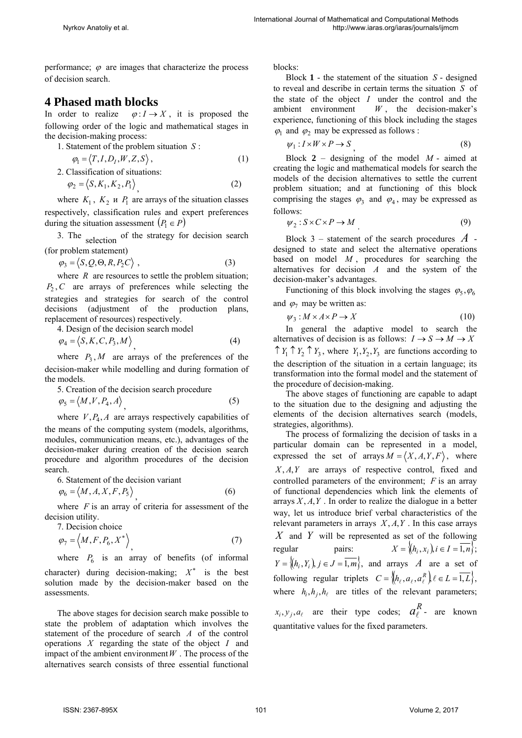performance; $\varphi$ are images that characterize the process of decision search.

## 4 Phased math blocks

In order to realize $\varphi: I \to X$, it is proposed the following order of the logic and mathematical stages in the decision-making process:

1. Statement of the problem situation $S$:

$$\varphi_1 = \langle T, I, D_I, W, Z, S \rangle, \tag{1}$$

2. Classification of situations:

$$\varphi_2 = \langle S, K_1, K_2, P_1 \rangle, \tag{2}$$

where $K_1$, $K_2$ и $P_1$ are arrays of the situation classes respectively, classification rules and expert preferences during the situation assessment $(P_1 \in P)$

3. The selection of the strategy for decision search (for problem statement)

$$\varphi_3 = \langle S, Q, \Theta, R, P_2 C \rangle, \tag{3}$$

where $R$ are resources to settle the problem situation; $P_2, C$ are arrays of preferences while selecting the strategies and strategies for search of the control decisions (adjustment of the production plans, replacement of resources) respectively.

4. Design of the decision search model

$$\varphi_4 = \langle S, K, C, P_3, M \rangle, \tag{4}$$

where $P_3, M$ are arrays of the preferences of the decision-maker while modelling and during formation of the models.

5. Creation of the decision search procedure

$$\varphi_5 = \langle M, V, P_4, A \rangle, \tag{5}$$

where $V, P_4, A$ are arrays respectively capabilities of the means of the computing system (models, algorithms, modules, communication means, etc.), advantages of the decision-maker during creation of the decision search procedure and algorithm procedures of the decision search.

6. Statement of the decision variant

$$\varphi_6 = \langle M, A, X, F, P_5 \rangle, \tag{6}$$

where $F$ is an array of criteria for assessment of the decision utility.

7. Decision choice

$$\varphi_7 = \langle M, F, P_6, X^* \rangle, \tag{7}$$

where $P_6$ is an array of benefits (of informal character) during decision-making; $X^*$ is the best solution made by the decision-maker based on the assessments.

The above stages for decision search make possible to state the problem of adaptation which involves the statement of the procedure of search $A$ of the control operations $X$ regarding the state of the object $I$ and impact of the ambient environment $W$. The process of the alternatives search consists of three essential functional blocks:

Block **1** - the statement of the situation $S$ - designed to reveal and describe in certain terms the situation $S$ of the state of the object $I$ under the control and the ambient environment $W$, the decision-maker's experience, functioning of this block including the stages $\varphi_1$ and $\varphi_2$ may be expressed as follows :

$$\psi_1 : I \times W \times P \to S, \tag{8}$$

Block **2** – designing of the model $M$ - aimed at creating the logic and mathematical models for search the models of the decision alternatives to settle the current problem situation; and at functioning of this block comprising the stages $\varphi_3$ and $\varphi_4$, may be expressed as follows:

$$\psi_2 : S \times C \times P \to M. \tag{9}$$

Block 3 – statement of the search procedures $A$ - designed to state and select the alternative operations based on model $M$, procedures for searching the alternatives for decision $A$ and the system of the decision-maker's advantages.

Functioning of this block involving the stages $\varphi_5, \varphi_6$ and $\varphi_7$ may be written as:

$$\psi_3 : M \times A \times P \to X \tag{10}$$

In general the adaptive model to search the alternatives of decision is as follows: $I \to S \to M \to X$ $\uparrow Y_1 \uparrow Y_2 \uparrow Y_3$, where $Y_1, Y_2, Y_3$ are functions according to the description of the situation in a certain language; its transformation into the formal model and the statement of the procedure of decision-making.

The above stages of functioning are capable to adapt to the situation due to the designing and adjusting the elements of the decision alternatives search (models, strategies, algorithms).

The process of formalizing the decision of tasks in a particular domain can be represented in a model, expressed the set of arrays $M = \langle X, A, Y, F \rangle$, where $X, A, Y$ are arrays of respective control, fixed and controlled parameters of the environment; $F$ is an array of functional dependencies which link the elements of arrays $X, A, Y$. In order to realize the dialogue in a better way, let us introduce brief verbal characteristics of the relevant parameters in arrays $X, A, Y$. In this case arrays $X$ and $Y$ will be represented as set of the following regular pairs: $X = \{(h_i, x_i), i \in I = \overline{1,n}\}$; $Y = \{(h_i, Y_i), j \in J = \overline{1,m}\}$, and arrays $A$ are a set of following regular triplets $C = \{(h_\ell, a_\ell, a_\ell^R), \ell \in L = \overline{1,L}\}$, where $h_i, h_j, h_\ell$ are titles of the relevant parameters; $x_i, y_j, a_\ell$ are their type codes; $a_\ell^R$ - are known quantitative values for the fixed parameters.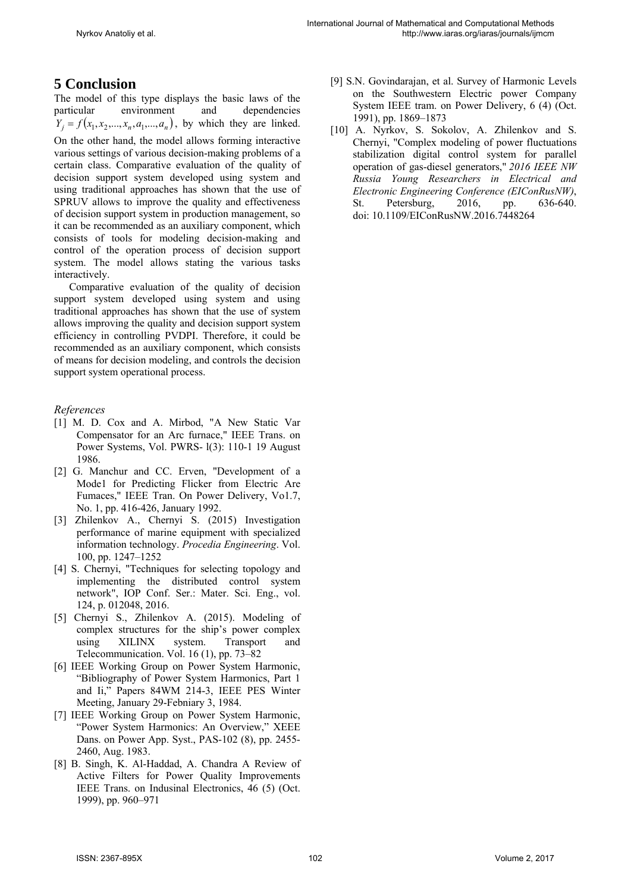# 5 Conclusion

The model of this type displays the basic laws of the particular environment and dependencies $Y_j = f(x_1, x_2, ..., x_n, a_1, ..., a_n)$, by which they are linked. On the other hand, the model allows forming interactive various settings of various decision-making problems of a certain class. Comparative evaluation of the quality of decision support system developed using system and using traditional approaches has shown that the use of SPRUV allows to improve the quality and effectiveness of decision support system in production management, so it can be recommended as an auxiliary component, which consists of tools for modeling decision-making and control of the operation process of decision support system. The model allows stating the various tasks interactively.

Comparative evaluation of the quality of decision support system developed using system and using traditional approaches has shown that the use of system allows improving the quality and decision support system efficiency in controlling PVDPI. Therefore, it could be recommended as an auxiliary component, which consists of means for decision modeling, and controls the decision support system operational process.

*References*

[1] M. D. Cox and A. Mirbod, "A New Static Var Compensator for an Arc furnace," IEEE Trans. on Power Systems, Vol. PWRS- l(3): 110-1 19 August 1986.

[2] G. Manchur and CC. Erven, "Development of a Mode1 for Predicting Flicker from Electric Are Fumaces," IEEE Tran. On Power Delivery, Vo1.7, No. 1, pp. 416-426, January 1992.

[3] Zhilenkov A., Chernyi S. (2015) Investigation performance of marine equipment with specialized information technology. *Procedia Engineering*. Vol. 100, pp. 1247–1252

[4] S. Chernyi, "Techniques for selecting topology and implementing the distributed control system network", IOP Conf. Ser.: Mater. Sci. Eng., vol. 124, p. 012048, 2016.

[5] Chernyi S., Zhilenkov A. (2015). Modeling of complex structures for the ship's power complex using XILINX system. Transport and Telecommunication. Vol. 16 (1), pp. 73–82

[6] IEEE Working Group on Power System Harmonic, "Bibliography of Power System Harmonics, Part 1 and Ii," Papers 84WM 214-3, IEEE PES Winter Meeting, January 29-Febniary 3, 1984.

[7] IEEE Working Group on Power System Harmonic, "Power System Harmonics: An Overview," XEEE Dans. on Power App. Syst., PAS-102 (8), pp. 2455-2460, Aug. 1983.

[8] B. Singh, K. Al-Haddad, A. Chandra A Review of Active Filters for Power Quality Improvements IEEE Trans. on Indusinal Electronics, 46 (5) (Oct. 1999), pp. 960–971

[9] S.N. Govindarajan, et al. Survey of Harmonic Levels on the Southwestern Electric power Company System IEEE tram. on Power Delivery, 6 (4) (Oct. 1991), pp. 1869–1873

[10] A. Nyrkov, S. Sokolov, A. Zhilenkov and S. Chernyi, "Complex modeling of power fluctuations stabilization digital control system for parallel operation of gas-diesel generators," *2016 IEEE NW Russia Young Researchers in Electrical and Electronic Engineering Conference (EIConRusNW)*, St. Petersburg, 2016, pp. 636-640. doi: 10.1109/EIConRusNW.2016.7448264